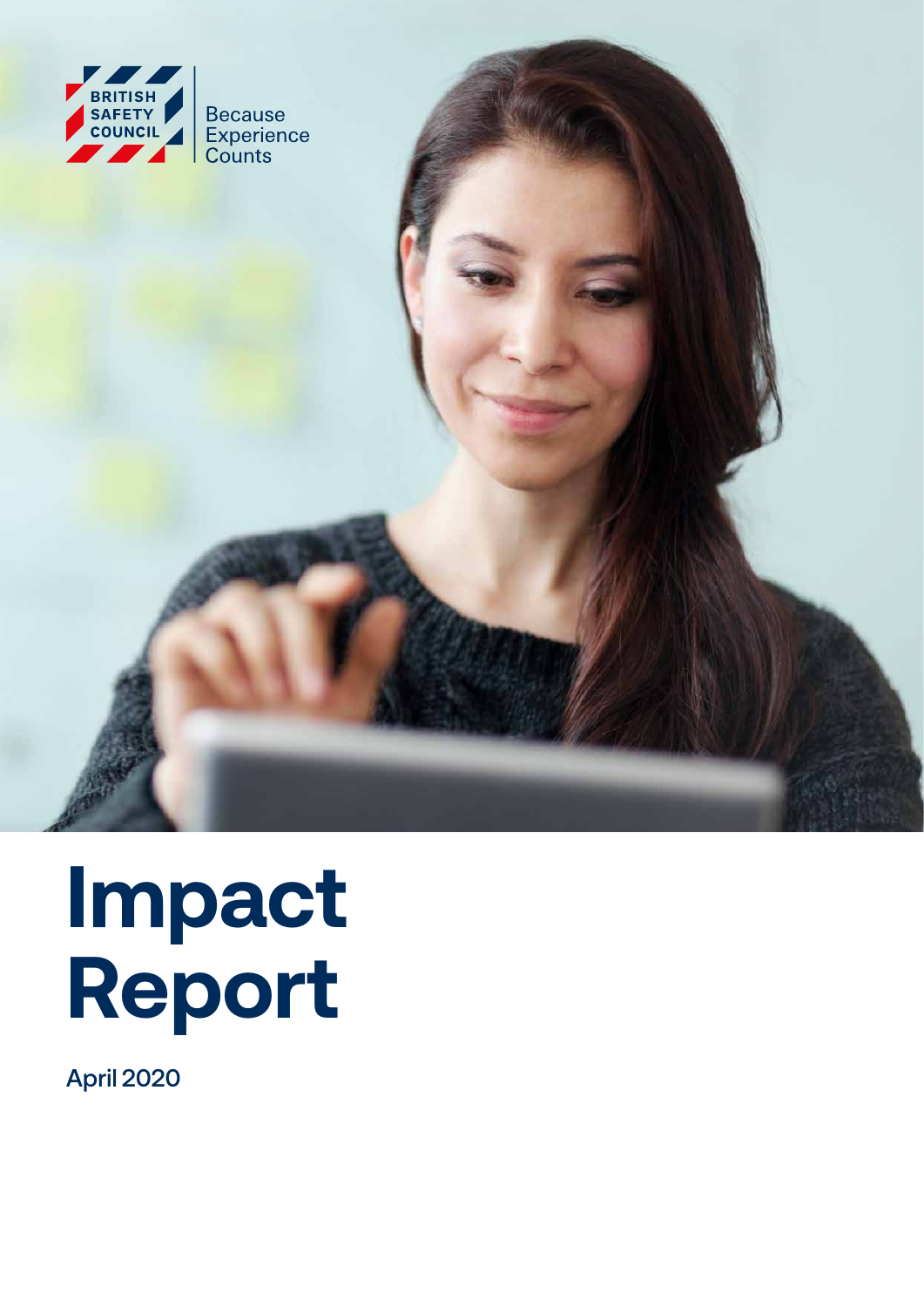BRITISH SAFETY COUNCIL

Because Experience Counts

# Impact Report

April 2020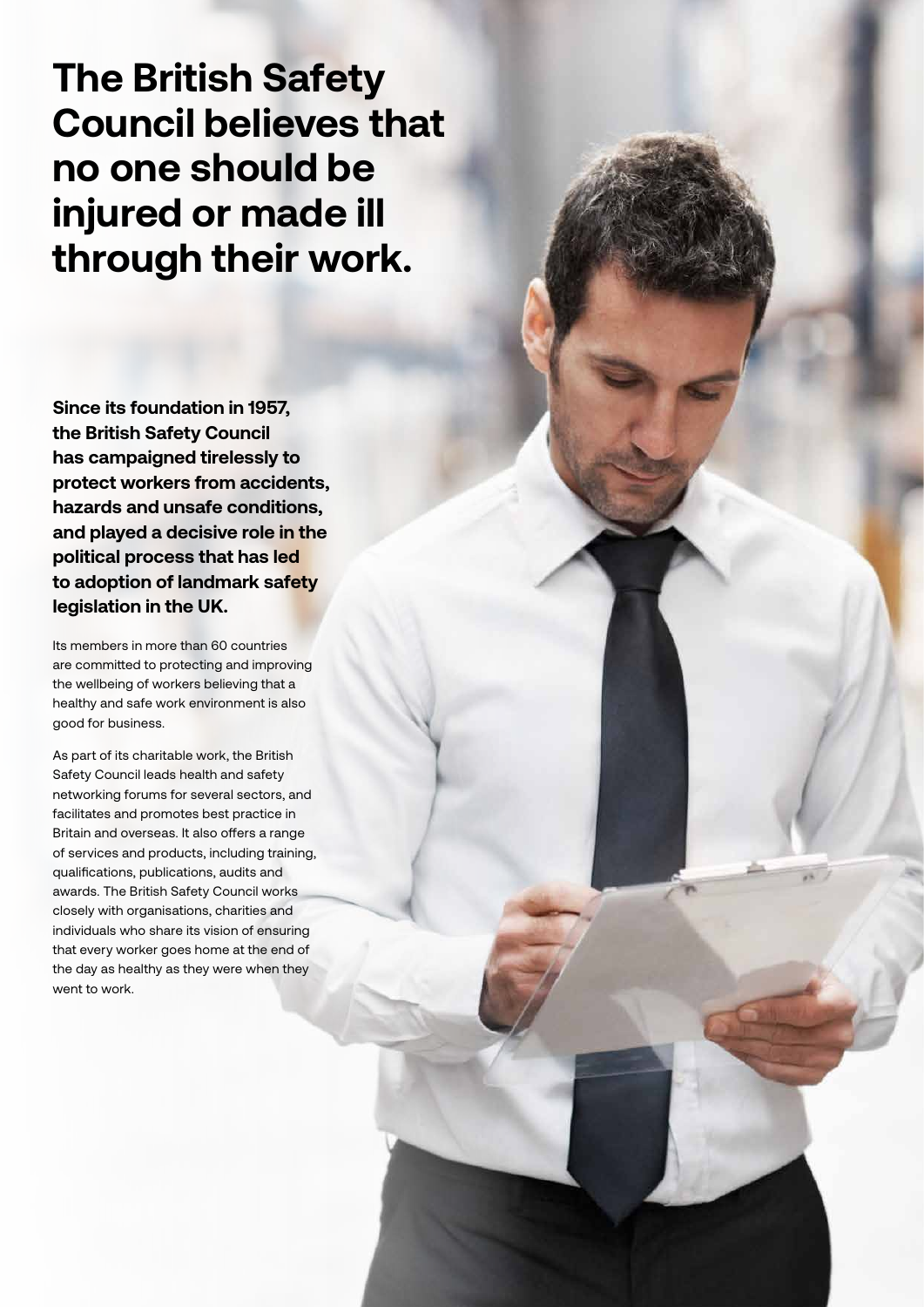# The British Safety Council believes that no one should be injured or made ill through their work.

**Since its foundation in 1957, the British Safety Council has campaigned tirelessly to protect workers from accidents, hazards and unsafe conditions, and played a decisive role in the political process that has led to adoption of landmark safety legislation in the UK.**

Its members in more than 60 countries are committed to protecting and improving the wellbeing of workers believing that a healthy and safe work environment is also good for business.

As part of its charitable work, the British Safety Council leads health and safety networking forums for several sectors, and facilitates and promotes best practice in Britain and overseas. It also offers a range of services and products, including training, qualifications, publications, audits and awards. The British Safety Council works closely with organisations, charities and individuals who share its vision of ensuring that every worker goes home at the end of the day as healthy as they were when they went to work.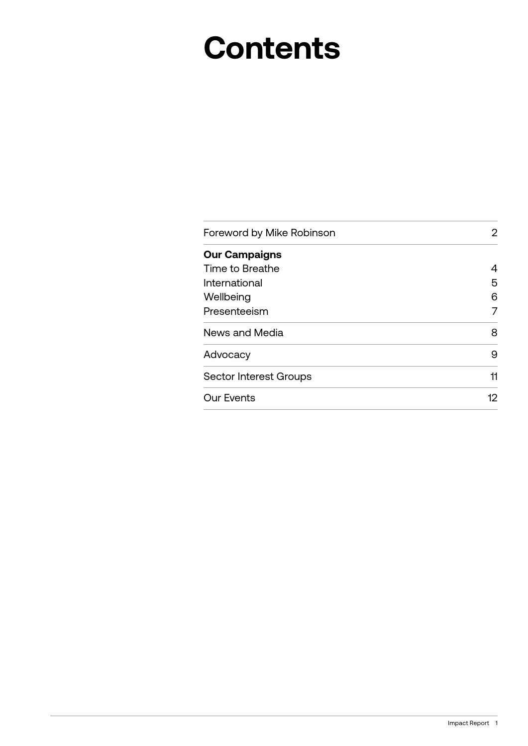# Contents

| | |
|---|---|
| Foreword by Mike Robinson | 2 |
| **Our Campaigns** | |
| Time to Breathe | 4 |
| International | 5 |
| Wellbeing | 6 |
| Presenteeism | 7 |
| News and Media | 8 |
| Advocacy | 9 |
| Sector Interest Groups | 11 |
| Our Events | 12 |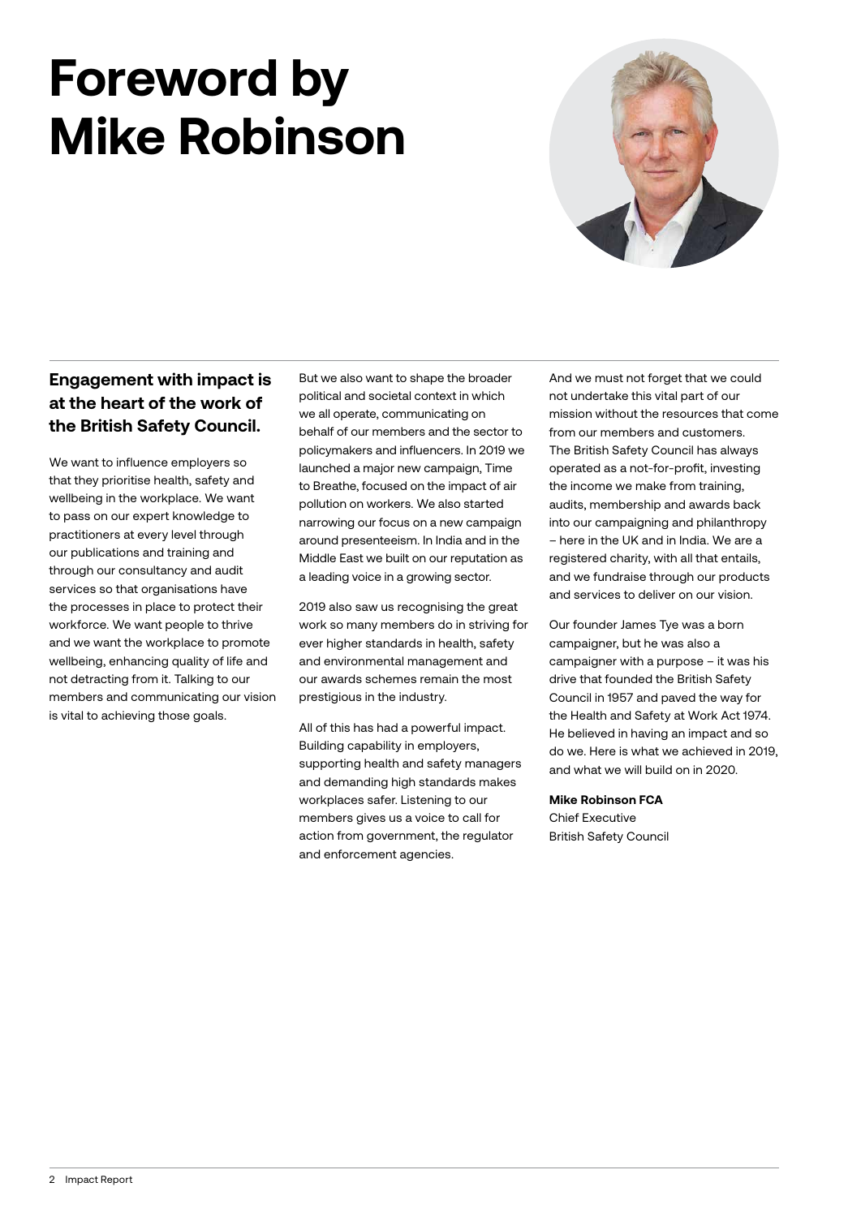# Foreword by Mike Robinson

## Engagement with impact is at the heart of the work of the British Safety Council.

We want to influence employers so that they prioritise health, safety and wellbeing in the workplace. We want to pass on our expert knowledge to practitioners at every level through our publications and training and through our consultancy and audit services so that organisations have the processes in place to protect their workforce. We want people to thrive and we want the workplace to promote wellbeing, enhancing quality of life and not detracting from it. Talking to our members and communicating our vision is vital to achieving those goals.

But we also want to shape the broader political and societal context in which we all operate, communicating on behalf of our members and the sector to policymakers and influencers. In 2019 we launched a major new campaign, Time to Breathe, focused on the impact of air pollution on workers. We also started narrowing our focus on a new campaign around presenteeism. In India and in the Middle East we built on our reputation as a leading voice in a growing sector.

2019 also saw us recognising the great work so many members do in striving for ever higher standards in health, safety and environmental management and our awards schemes remain the most prestigious in the industry.

All of this has had a powerful impact. Building capability in employers, supporting health and safety managers and demanding high standards makes workplaces safer. Listening to our members gives us a voice to call for action from government, the regulator and enforcement agencies.

And we must not forget that we could not undertake this vital part of our mission without the resources that come from our members and customers. The British Safety Council has always operated as a not-for-profit, investing the income we make from training, audits, membership and awards back into our campaigning and philanthropy – here in the UK and in India. We are a registered charity, with all that entails, and we fundraise through our products and services to deliver on our vision.

Our founder James Tye was a born campaigner, but he was also a campaigner with a purpose – it was his drive that founded the British Safety Council in 1957 and paved the way for the Health and Safety at Work Act 1974. He believed in having an impact and so do we. Here is what we achieved in 2019, and what we will build on in 2020.

**Mike Robinson FCA**  
Chief Executive  
British Safety Council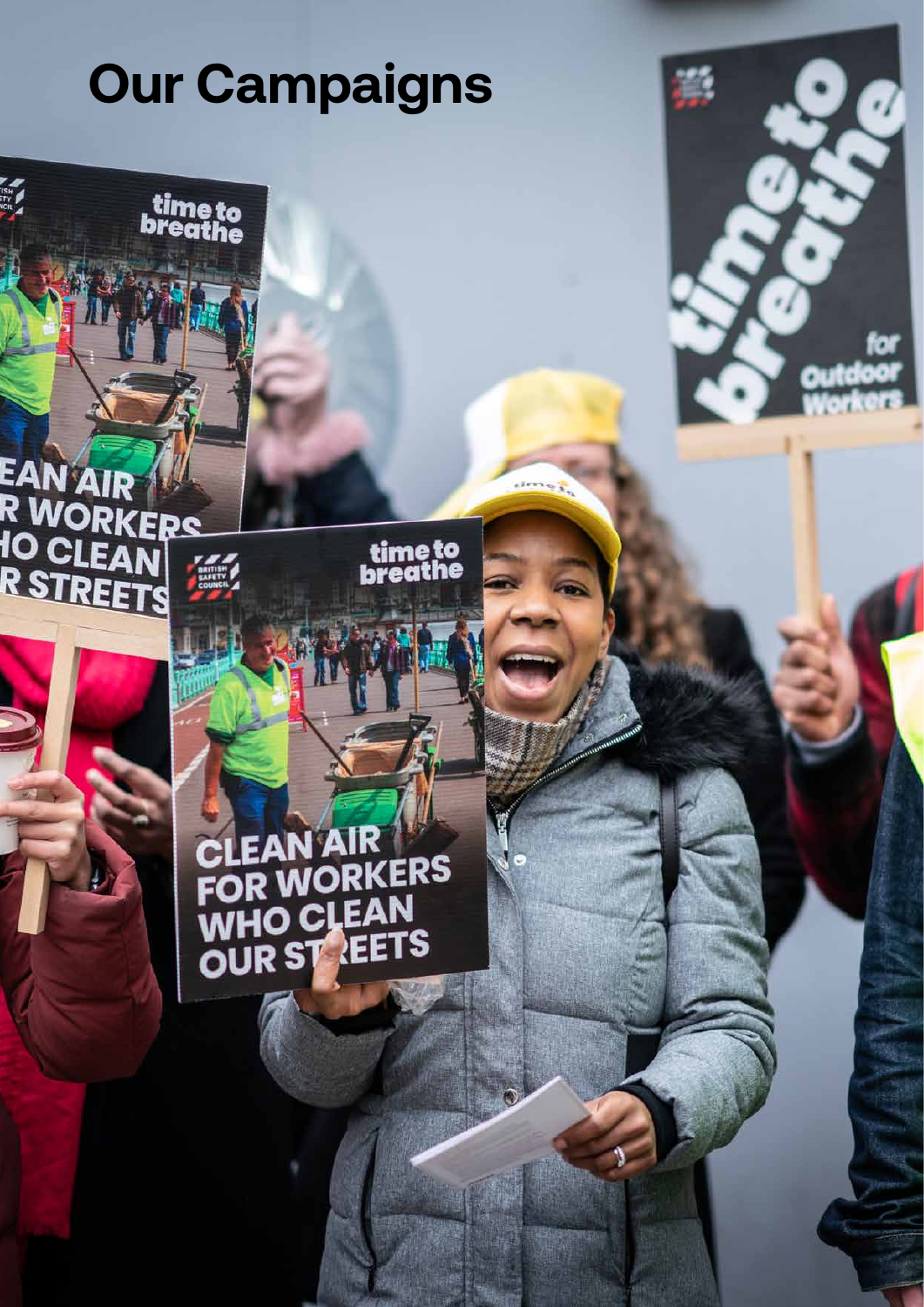# Our Campaigns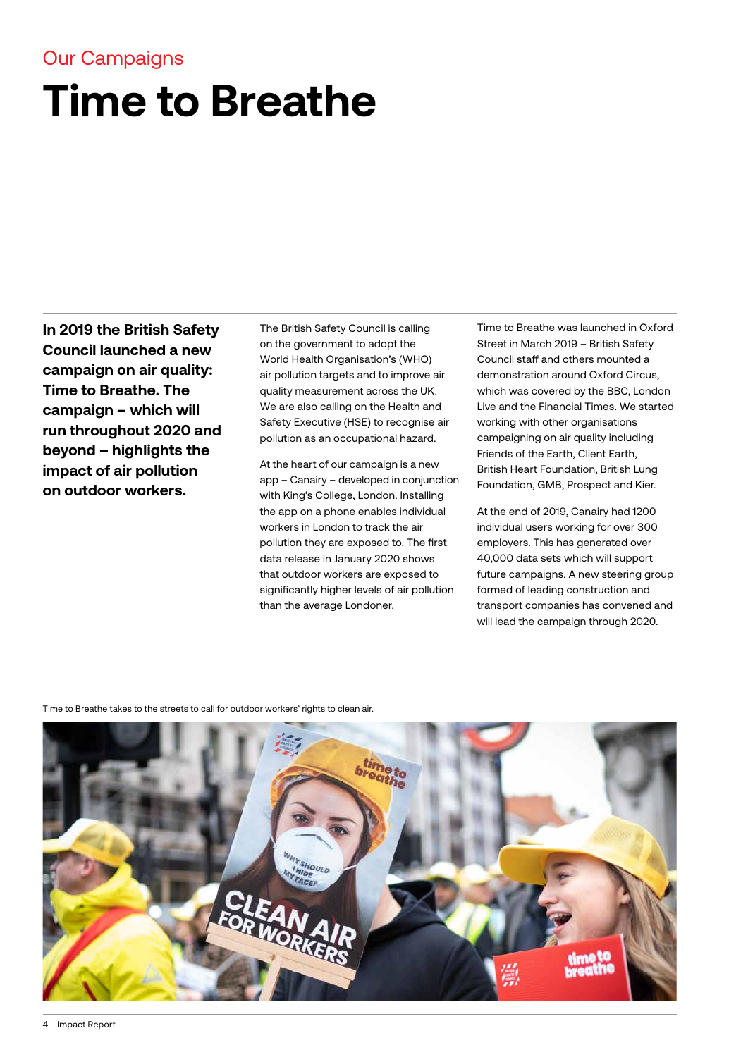Our Campaigns

# Time to Breathe

**In 2019 the British Safety Council launched a new campaign on air quality: Time to Breathe. The campaign – which will run throughout 2020 and beyond – highlights the impact of air pollution on outdoor workers.**

The British Safety Council is calling on the government to adopt the World Health Organisation's (WHO) air pollution targets and to improve air quality measurement across the UK. We are also calling on the Health and Safety Executive (HSE) to recognise air pollution as an occupational hazard.

At the heart of our campaign is a new app – Canairy – developed in conjunction with King's College, London. Installing the app on a phone enables individual workers in London to track the air pollution they are exposed to. The first data release in January 2020 shows that outdoor workers are exposed to significantly higher levels of air pollution than the average Londoner.

Time to Breathe was launched in Oxford Street in March 2019 – British Safety Council staff and others mounted a demonstration around Oxford Circus, which was covered by the BBC, London Live and the Financial Times. We started working with other organisations campaigning on air quality including Friends of the Earth, Client Earth, British Heart Foundation, British Lung Foundation, GMB, Prospect and Kier.

At the end of 2019, Canairy had 1200 individual users working for over 300 employers. This has generated over 40,000 data sets which will support future campaigns. A new steering group formed of leading construction and transport companies has convened and will lead the campaign through 2020.

Time to Breathe takes to the streets to call for outdoor workers' rights to clean air.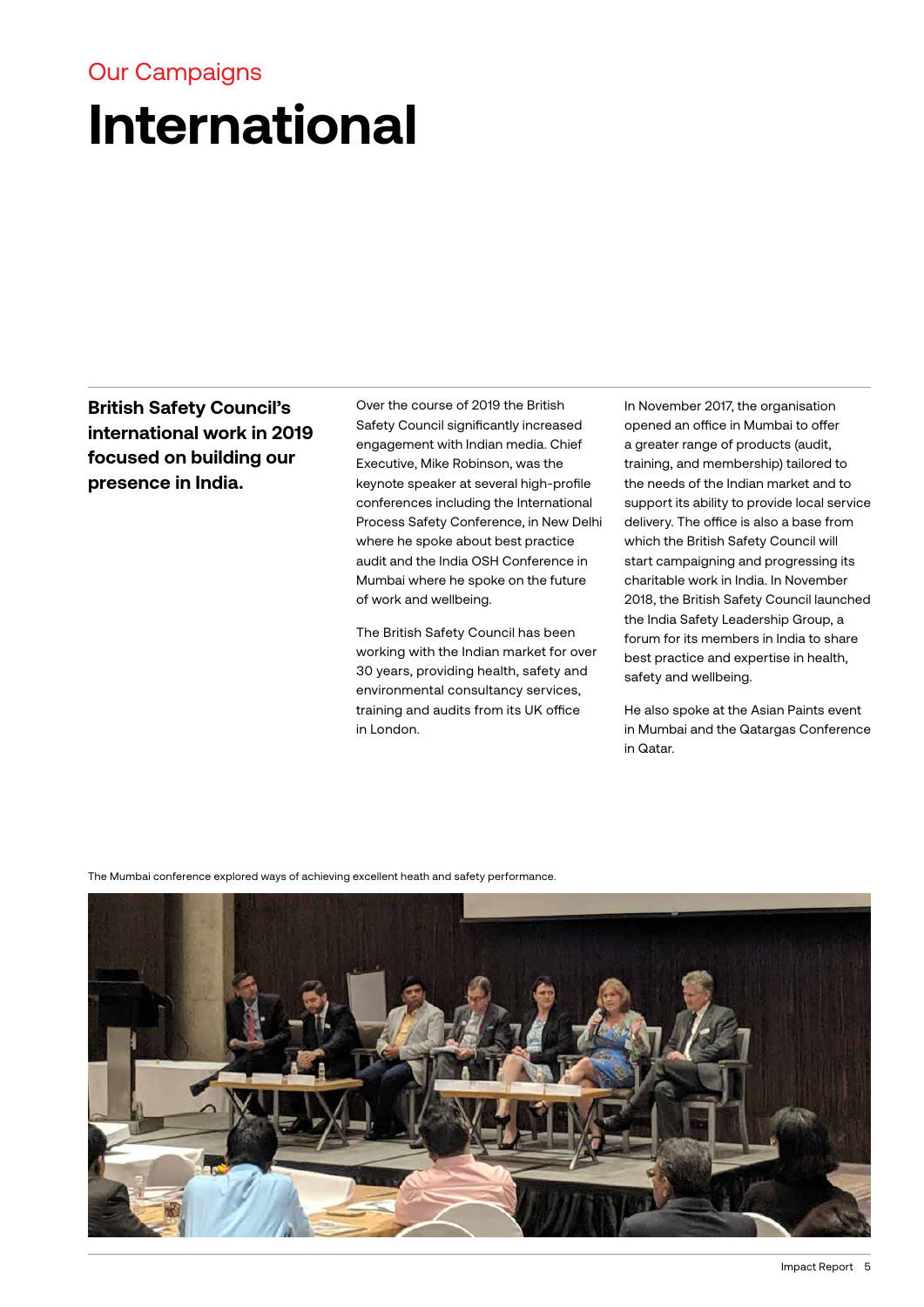Our Campaigns

# International

**British Safety Council's international work in 2019 focused on building our presence in India.**

Over the course of 2019 the British Safety Council significantly increased engagement with Indian media. Chief Executive, Mike Robinson, was the keynote speaker at several high-profile conferences including the International Process Safety Conference, in New Delhi where he spoke about best practice audit and the India OSH Conference in Mumbai where he spoke on the future of work and wellbeing.

The British Safety Council has been working with the Indian market for over 30 years, providing health, safety and environmental consultancy services, training and audits from its UK office in London.

In November 2017, the organisation opened an office in Mumbai to offer a greater range of products (audit, training, and membership) tailored to the needs of the Indian market and to support its ability to provide local service delivery. The office is also a base from which the British Safety Council will start campaigning and progressing its charitable work in India. In November 2018, the British Safety Council launched the India Safety Leadership Group, a forum for its members in India to share best practice and expertise in health, safety and wellbeing.

He also spoke at the Asian Paints event in Mumbai and the Qatargas Conference in Qatar.

The Mumbai conference explored ways of achieving excellent heath and safety performance.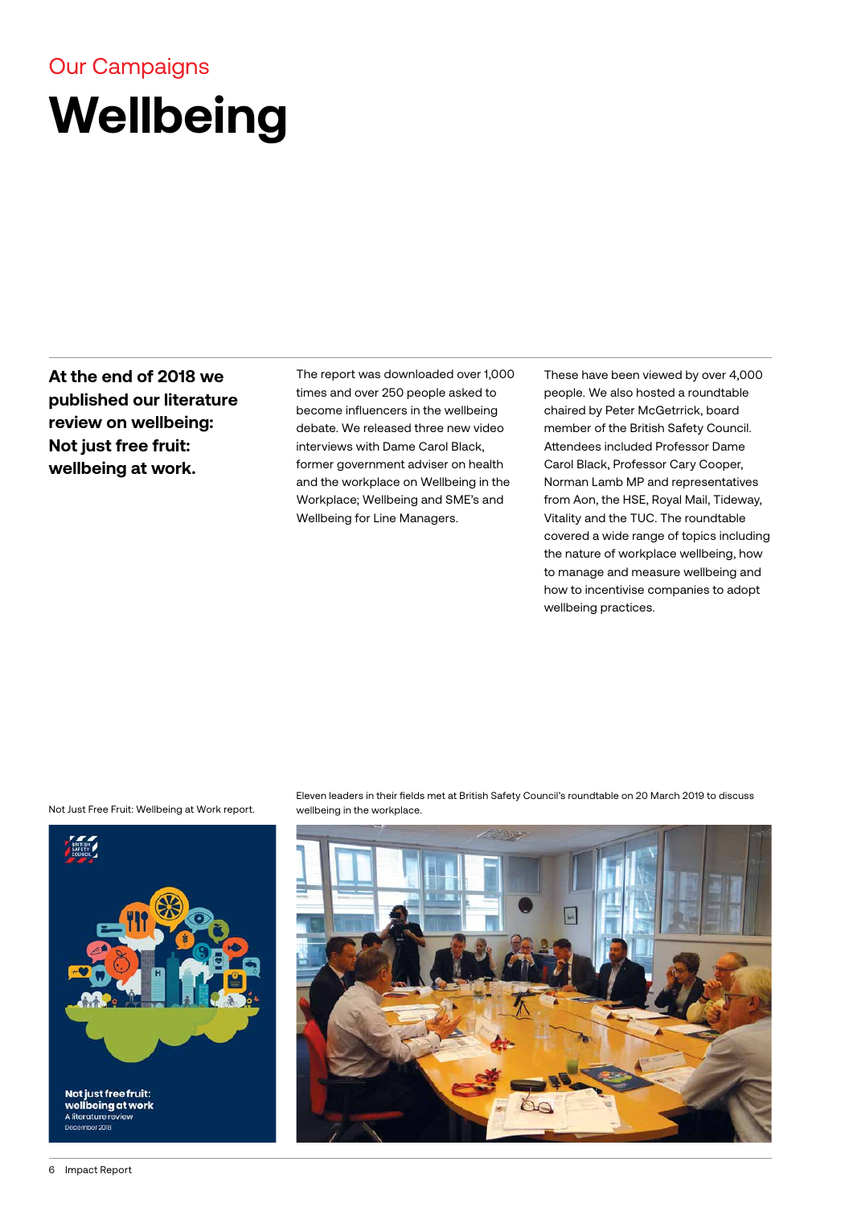Our Campaigns

# Wellbeing

**At the end of 2018 we published our literature review on wellbeing: Not just free fruit: wellbeing at work.**

The report was downloaded over 1,000 times and over 250 people asked to become influencers in the wellbeing debate. We released three new video interviews with Dame Carol Black, former government adviser on health and the workplace on Wellbeing in the Workplace; Wellbeing and SME's and Wellbeing for Line Managers.

These have been viewed by over 4,000 people. We also hosted a roundtable chaired by Peter McGetrrick, board member of the British Safety Council. Attendees included Professor Dame Carol Black, Professor Cary Cooper, Norman Lamb MP and representatives from Aon, the HSE, Royal Mail, Tideway, Vitality and the TUC. The roundtable covered a wide range of topics including the nature of workplace wellbeing, how to manage and measure wellbeing and how to incentivise companies to adopt wellbeing practices.

Not Just Free Fruit: Wellbeing at Work report.

Eleven leaders in their fields met at British Safety Council's roundtable on 20 March 2019 to discuss wellbeing in the workplace.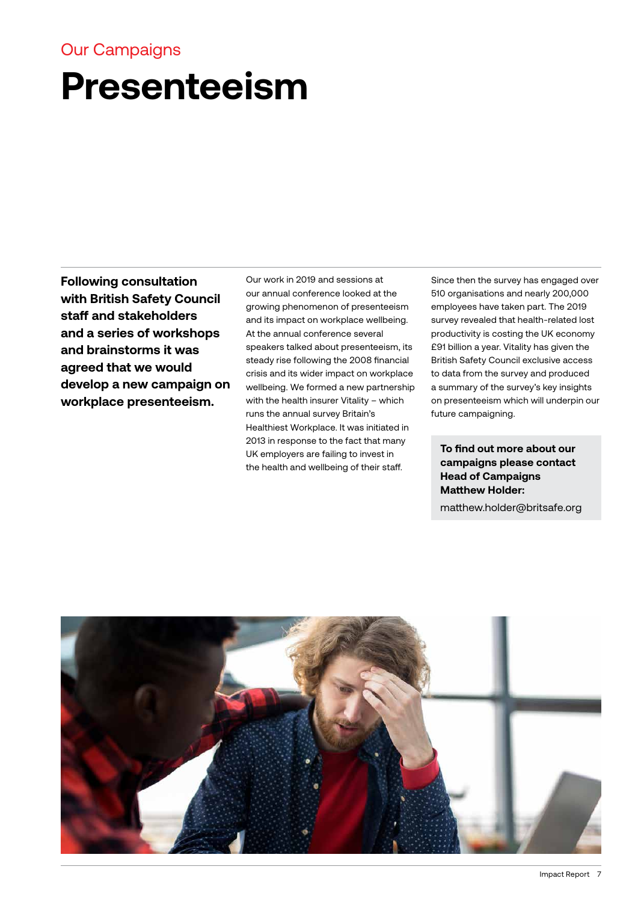Our Campaigns

# Presenteeism

**Following consultation with British Safety Council staff and stakeholders and a series of workshops and brainstorms it was agreed that we would develop a new campaign on workplace presenteeism.**

Our work in 2019 and sessions at our annual conference looked at the growing phenomenon of presenteeism and its impact on workplace wellbeing. At the annual conference several speakers talked about presenteeism, its steady rise following the 2008 financial crisis and its wider impact on workplace wellbeing. We formed a new partnership with the health insurer Vitality – which runs the annual survey Britain's Healthiest Workplace. It was initiated in 2013 in response to the fact that many UK employers are failing to invest in the health and wellbeing of their staff.

Since then the survey has engaged over 510 organisations and nearly 200,000 employees have taken part. The 2019 survey revealed that health-related lost productivity is costing the UK economy £91 billion a year. Vitality has given the British Safety Council exclusive access to data from the survey and produced a summary of the survey's key insights on presenteeism which will underpin our future campaigning.

**To find out more about our campaigns please contact Head of Campaigns Matthew Holder:**

matthew.holder@britsafe.org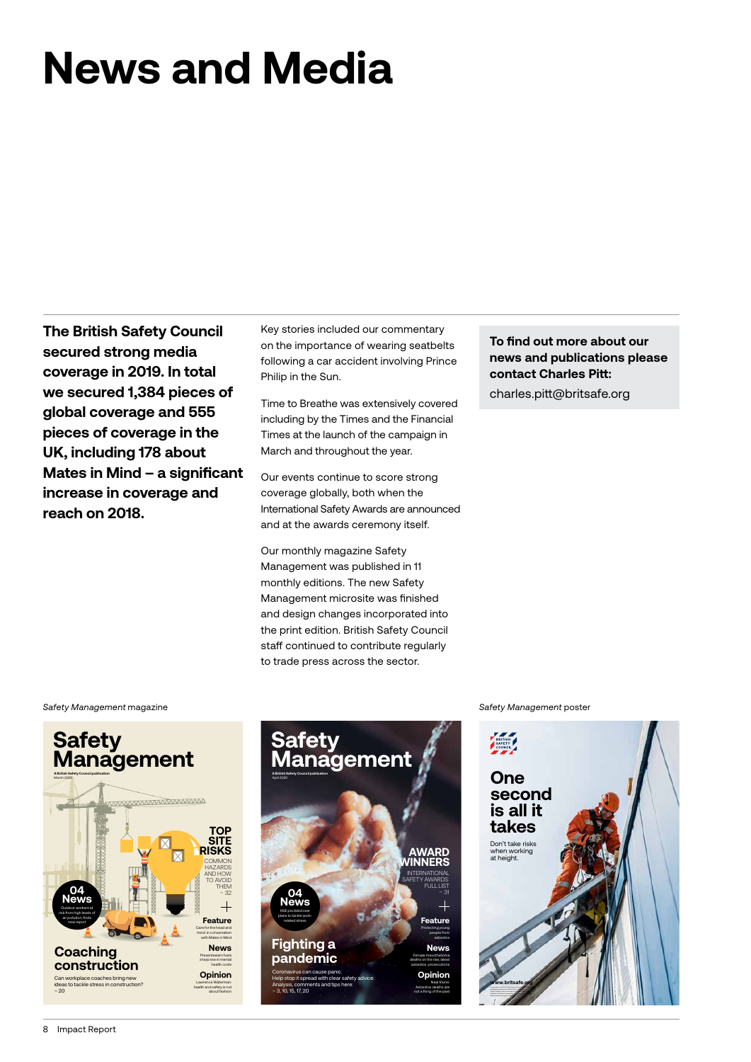# News and Media

**The British Safety Council secured strong media coverage in 2019. In total we secured 1,384 pieces of global coverage and 555 pieces of coverage in the UK, including 178 about Mates in Mind – a significant increase in coverage and reach on 2018.**

Key stories included our commentary on the importance of wearing seatbelts following a car accident involving Prince Philip in the Sun.

Time to Breathe was extensively covered including by the Times and the Financial Times at the launch of the campaign in March and throughout the year.

Our events continue to score strong coverage globally, both when the International Safety Awards are announced and at the awards ceremony itself.

Our monthly magazine Safety Management was published in 11 monthly editions. The new Safety Management microsite was finished and design changes incorporated into the print edition. British Safety Council staff continued to contribute regularly to trade press across the sector.

**To find out more about our news and publications please contact Charles Pitt:**

charles.pitt@britsafe.org

*Safety Management* magazine

*Safety Management* poster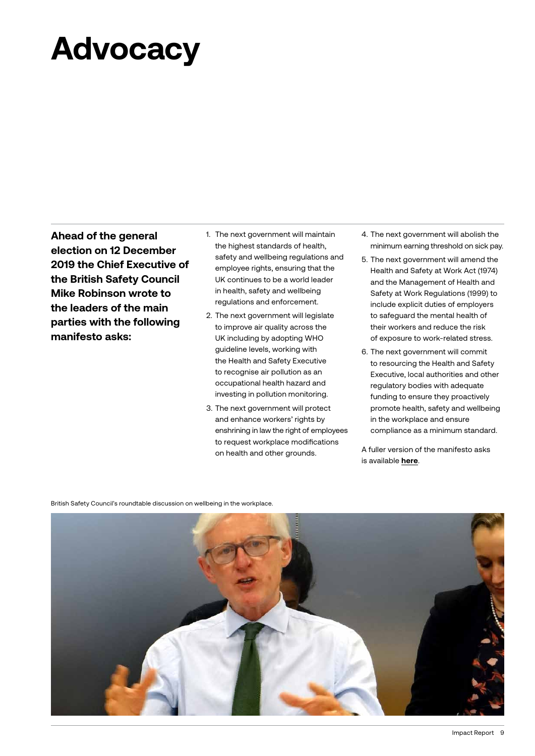# Advocacy

**Ahead of the general election on 12 December 2019 the Chief Executive of the British Safety Council Mike Robinson wrote to the leaders of the main parties with the following manifesto asks:**

1. The next government will maintain the highest standards of health, safety and wellbeing regulations and employee rights, ensuring that the UK continues to be a world leader in health, safety and wellbeing regulations and enforcement.
2. The next government will legislate to improve air quality across the UK including by adopting WHO guideline levels, working with the Health and Safety Executive to recognise air pollution as an occupational health hazard and investing in pollution monitoring.
3. The next government will protect and enhance workers' rights by enshrining in law the right of employees to request workplace modifications on health and other grounds.
4. The next government will abolish the minimum earning threshold on sick pay.
5. The next government will amend the Health and Safety at Work Act (1974) and the Management of Health and Safety at Work Regulations (1999) to include explicit duties of employers to safeguard the mental health of their workers and reduce the risk of exposure to work-related stress.
6. The next government will commit to resourcing the Health and Safety Executive, local authorities and other regulatory bodies with adequate funding to ensure they proactively promote health, safety and wellbeing in the workplace and ensure compliance as a minimum standard.

A fuller version of the manifesto asks is available **here**.

British Safety Council's roundtable discussion on wellbeing in the workplace.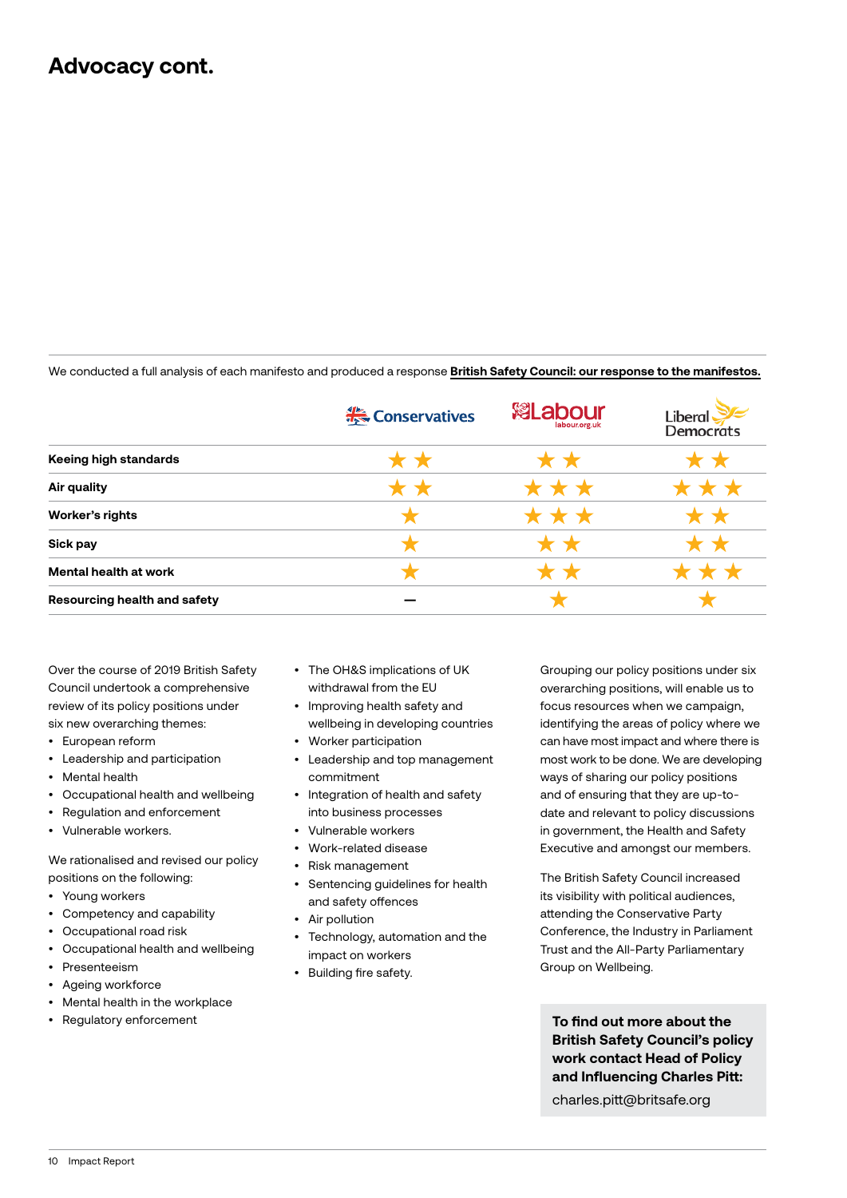# Advocacy cont.

We conducted a full analysis of each manifesto and produced a response **British Safety Council: our response to the manifestos.**

| | Conservatives | Labour | Liberal Democrats |
|---|---|---|---|
| **Keeing high standards** | ★★ | ★★ | ★★ |
| **Air quality** | ★★ | ★★★ | ★★★ |
| **Worker's rights** | ★ | ★★★ | ★★ |
| **Sick pay** | ★ | ★★ | ★★ |
| **Mental health at work** | ★ | ★★ | ★★★ |
| **Resourcing health and safety** | – | ★ | ★ |

Over the course of 2019 British Safety Council undertook a comprehensive review of its policy positions under six new overarching themes:

- European reform
- Leadership and participation
- Mental health
- Occupational health and wellbeing
- Regulation and enforcement
- Vulnerable workers.

We rationalised and revised our policy positions on the following:

- Young workers
- Competency and capability
- Occupational road risk
- Occupational health and wellbeing
- Presenteeism
- Ageing workforce
- Mental health in the workplace
- Regulatory enforcement
- The OH&S implications of UK withdrawal from the EU
- Improving health safety and wellbeing in developing countries
- Worker participation
- Leadership and top management commitment
- Integration of health and safety into business processes
- Vulnerable workers
- Work-related disease
- Risk management
- Sentencing guidelines for health and safety offences
- Air pollution
- Technology, automation and the impact on workers
- Building fire safety.

Grouping our policy positions under six overarching positions, will enable us to focus resources when we campaign, identifying the areas of policy where we can have most impact and where there is most work to be done. We are developing ways of sharing our policy positions and of ensuring that they are up-to-date and relevant to policy discussions in government, the Health and Safety Executive and amongst our members.

The British Safety Council increased its visibility with political audiences, attending the Conservative Party Conference, the Industry in Parliament Trust and the All-Party Parliamentary Group on Wellbeing.

**To find out more about the British Safety Council's policy work contact Head of Policy and Influencing Charles Pitt:**

charles.pitt@britsafe.org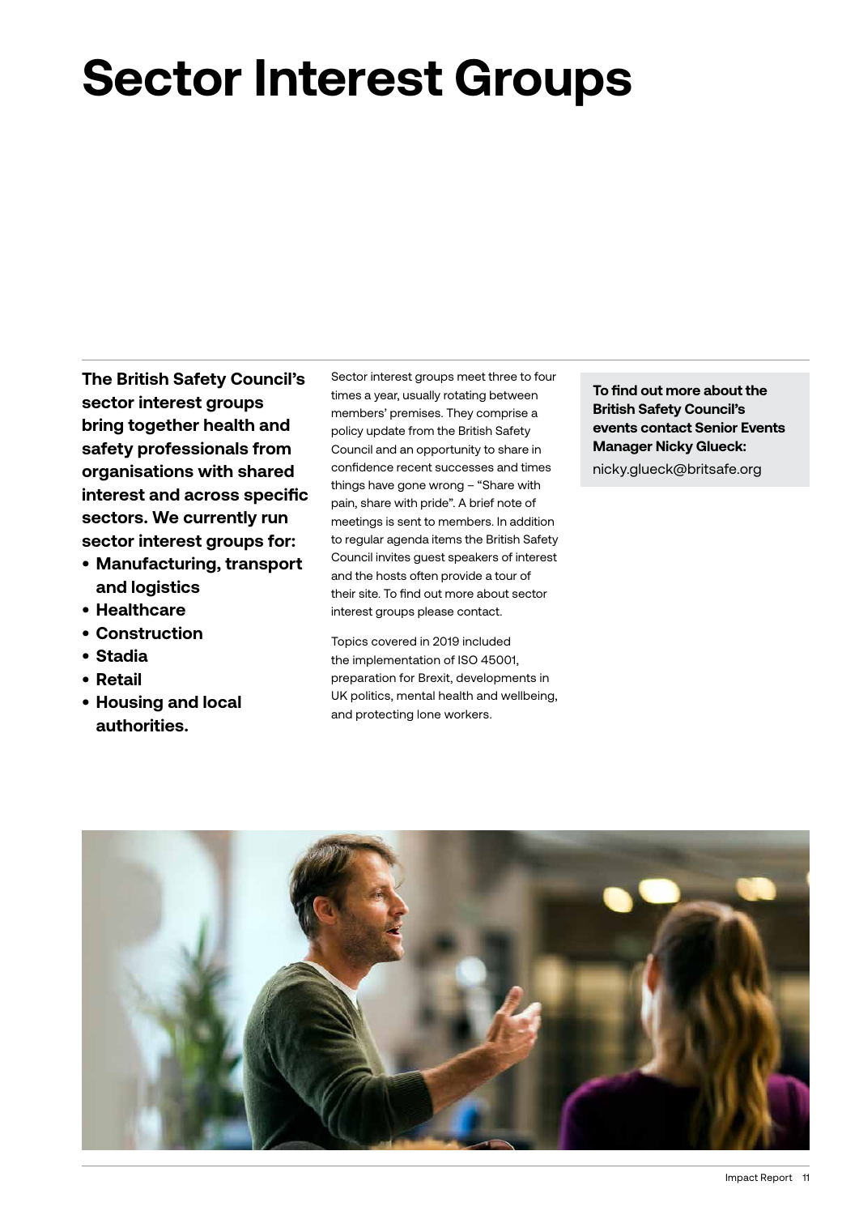# Sector Interest Groups

**The British Safety Council's sector interest groups bring together health and safety professionals from organisations with shared interest and across specific sectors. We currently run sector interest groups for:**

- **Manufacturing, transport and logistics**
- **Healthcare**
- **Construction**
- **Stadia**
- **Retail**
- **Housing and local authorities.**

Sector interest groups meet three to four times a year, usually rotating between members' premises. They comprise a policy update from the British Safety Council and an opportunity to share in confidence recent successes and times things have gone wrong – "Share with pain, share with pride". A brief note of meetings is sent to members. In addition to regular agenda items the British Safety Council invites guest speakers of interest and the hosts often provide a tour of their site. To find out more about sector interest groups please contact.

Topics covered in 2019 included the implementation of ISO 45001, preparation for Brexit, developments in UK politics, mental health and wellbeing, and protecting lone workers.

**To find out more about the British Safety Council's events contact Senior Events Manager Nicky Glueck:**
nicky.glueck@britsafe.org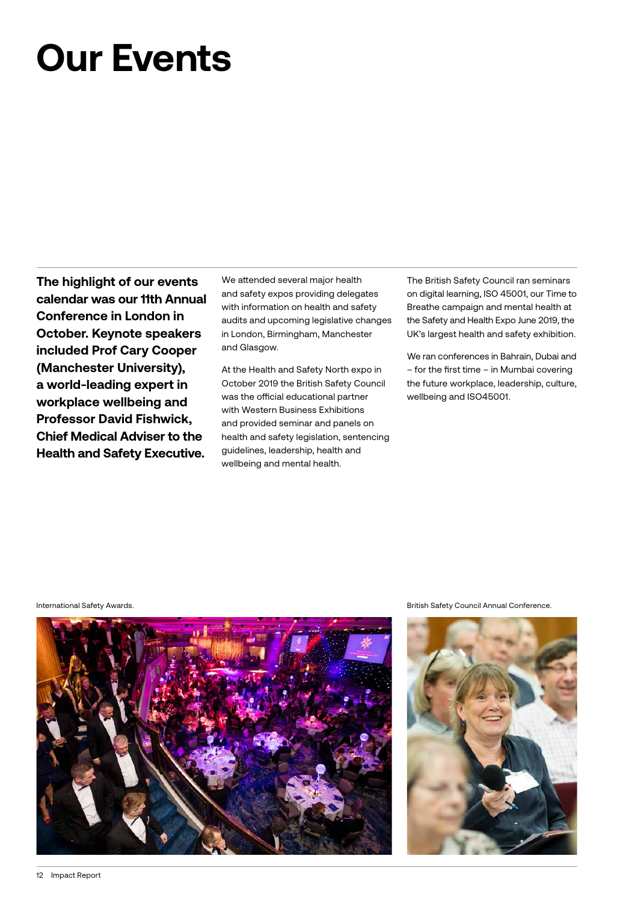# Our Events

**The highlight of our events calendar was our 11th Annual Conference in London in October. Keynote speakers included Prof Cary Cooper (Manchester University), a world-leading expert in workplace wellbeing and Professor David Fishwick, Chief Medical Adviser to the Health and Safety Executive.**

We attended several major health and safety expos providing delegates with information on health and safety audits and upcoming legislative changes in London, Birmingham, Manchester and Glasgow.

At the Health and Safety North expo in October 2019 the British Safety Council was the official educational partner with Western Business Exhibitions and provided seminar and panels on health and safety legislation, sentencing guidelines, leadership, health and wellbeing and mental health.

The British Safety Council ran seminars on digital learning, ISO 45001, our Time to Breathe campaign and mental health at the Safety and Health Expo June 2019, the UK's largest health and safety exhibition.

We ran conferences in Bahrain, Dubai and – for the first time – in Mumbai covering the future workplace, leadership, culture, wellbeing and ISO45001.

International Safety Awards.

British Safety Council Annual Conference.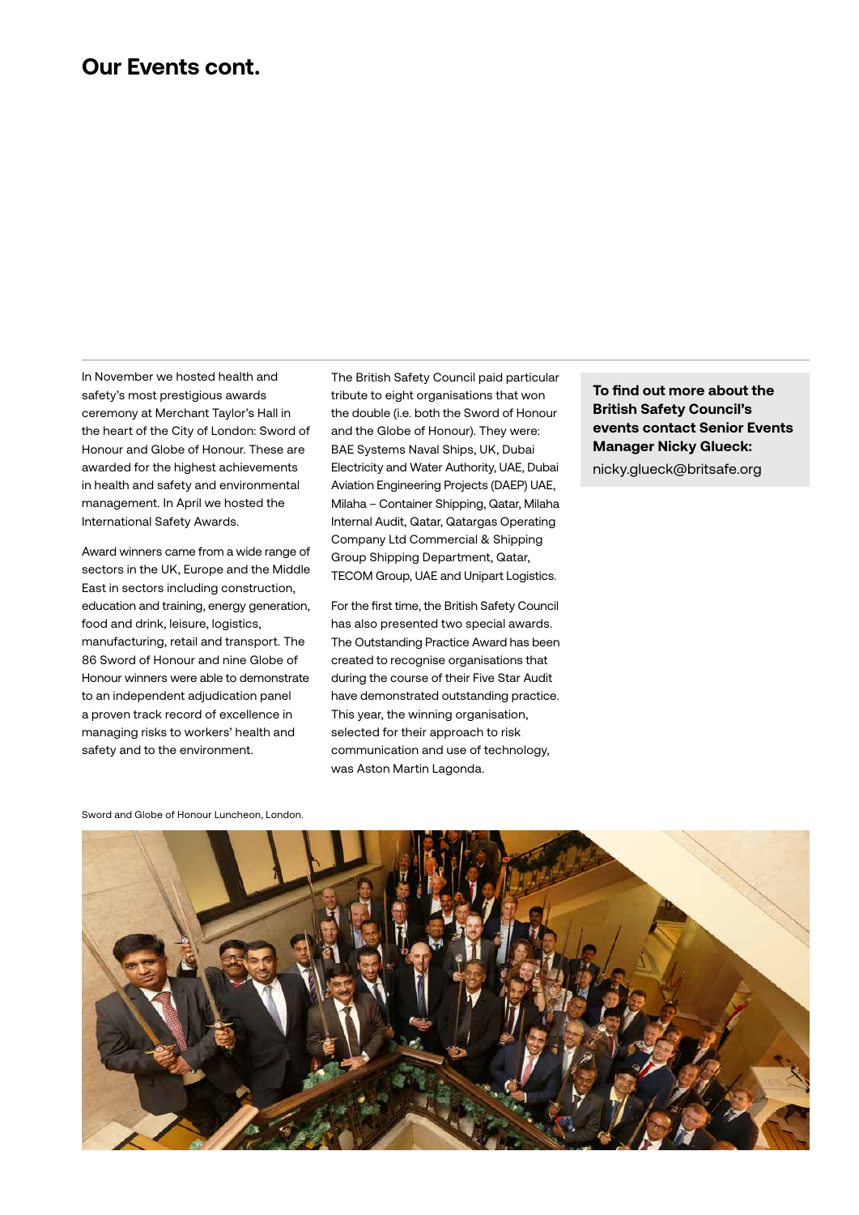## Our Events cont.

In November we hosted health and safety's most prestigious awards ceremony at Merchant Taylor's Hall in the heart of the City of London: Sword of Honour and Globe of Honour. These are awarded for the highest achievements in health and safety and environmental management. In April we hosted the International Safety Awards.

Award winners came from a wide range of sectors in the UK, Europe and the Middle East in sectors including construction, education and training, energy generation, food and drink, leisure, logistics, manufacturing, retail and transport. The 86 Sword of Honour and nine Globe of Honour winners were able to demonstrate to an independent adjudication panel a proven track record of excellence in managing risks to workers' health and safety and to the environment.

The British Safety Council paid particular tribute to eight organisations that won the double (i.e. both the Sword of Honour and the Globe of Honour). They were: BAE Systems Naval Ships, UK, Dubai Electricity and Water Authority, UAE, Dubai Aviation Engineering Projects (DAEP) UAE, Milaha – Container Shipping, Qatar, Milaha Internal Audit, Qatar, Qatargas Operating Company Ltd Commercial & Shipping Group Shipping Department, Qatar, TECOM Group, UAE and Unipart Logistics.

For the first time, the British Safety Council has also presented two special awards. The Outstanding Practice Award has been created to recognise organisations that during the course of their Five Star Audit have demonstrated outstanding practice. This year, the winning organisation, selected for their approach to risk communication and use of technology, was Aston Martin Lagonda.

**To find out more about the British Safety Council's events contact Senior Events Manager Nicky Glueck:**
nicky.glueck@britsafe.org

Sword and Globe of Honour Luncheon, London.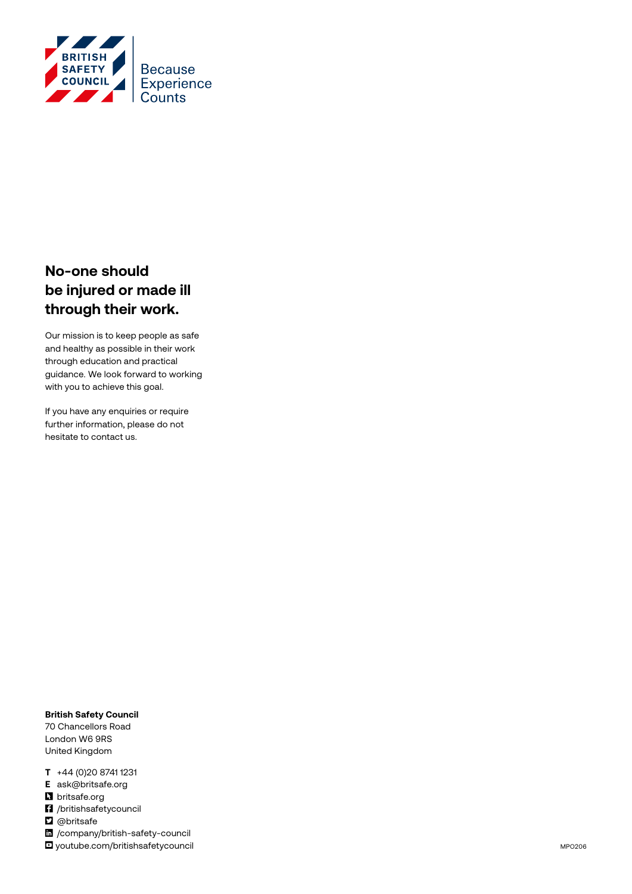BRITISH SAFETY COUNCIL

Because Experience Counts

## No-one should be injured or made ill through their work.

Our mission is to keep people as safe and healthy as possible in their work through education and practical guidance. We look forward to working with you to achieve this goal.

If you have any enquiries or require further information, please do not hesitate to contact us.

**British Safety Council**
70 Chancellors Road
London W6 9RS
United Kingdom

**T** +44 (0)20 8741 1231
**E** ask@britsafe.org
britsafe.org
/britishsafetycouncil
@britsafe
/company/british-safety-council
youtube.com/britishsafetycouncil

MPO206